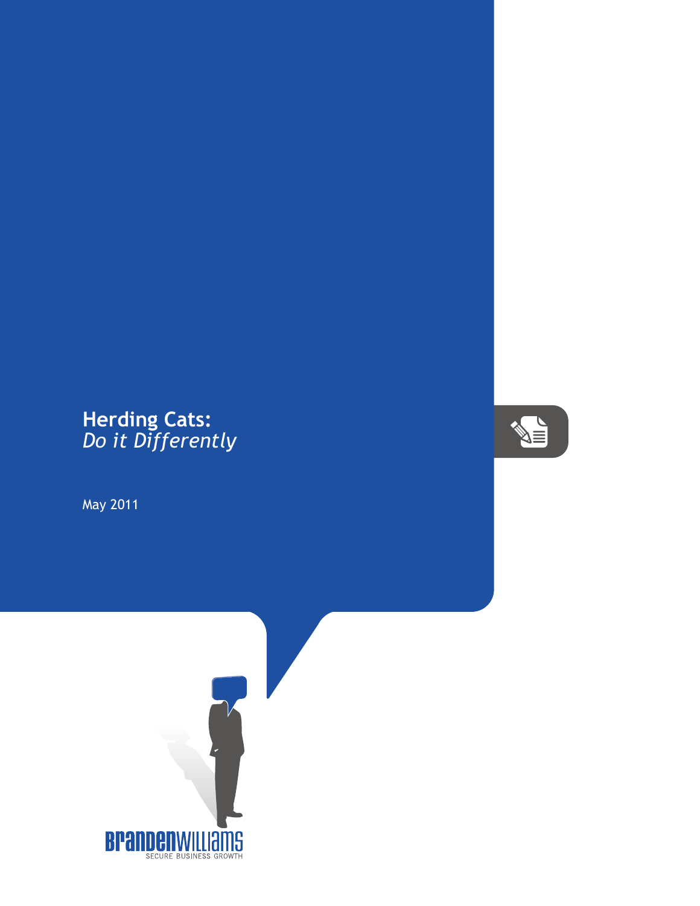# Herding Cats:
## *Do it Differently*

May 2011

BRANDENWILLIAMS
SECURE BUSINESS GROWTH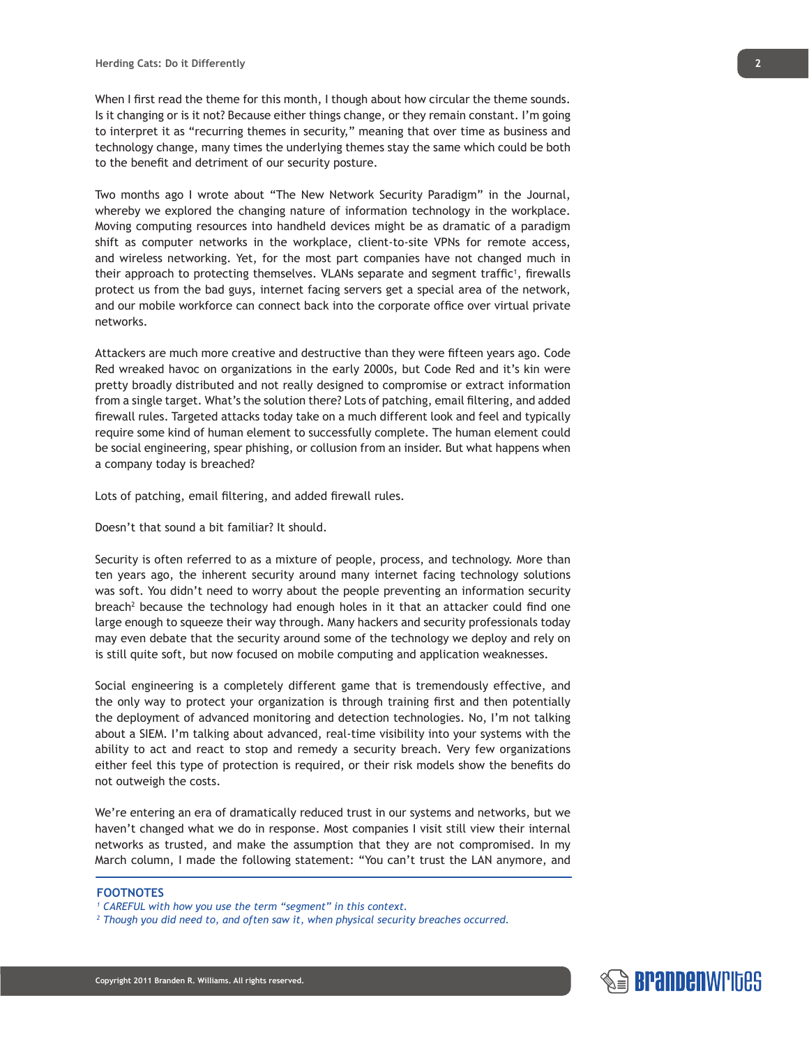When I first read the theme for this month, I though about how circular the theme sounds. Is it changing or is it not? Because either things change, or they remain constant. I'm going to interpret it as "recurring themes in security," meaning that over time as business and technology change, many times the underlying themes stay the same which could be both to the benefit and detriment of our security posture.

Two months ago I wrote about "The New Network Security Paradigm" in the Journal, whereby we explored the changing nature of information technology in the workplace. Moving computing resources into handheld devices might be as dramatic of a paradigm shift as computer networks in the workplace, client-to-site VPNs for remote access, and wireless networking. Yet, for the most part companies have not changed much in their approach to protecting themselves. VLANs separate and segment traffic[1], firewalls protect us from the bad guys, internet facing servers get a special area of the network, and our mobile workforce can connect back into the corporate office over virtual private networks.

Attackers are much more creative and destructive than they were fifteen years ago. Code Red wreaked havoc on organizations in the early 2000s, but Code Red and it's kin were pretty broadly distributed and not really designed to compromise or extract information from a single target. What's the solution there? Lots of patching, email filtering, and added firewall rules. Targeted attacks today take on a much different look and feel and typically require some kind of human element to successfully complete. The human element could be social engineering, spear phishing, or collusion from an insider. But what happens when a company today is breached?

Lots of patching, email filtering, and added firewall rules.

Doesn't that sound a bit familiar? It should.

Security is often referred to as a mixture of people, process, and technology. More than ten years ago, the inherent security around many internet facing technology solutions was soft. You didn't need to worry about the people preventing an information security breach[2] because the technology had enough holes in it that an attacker could find one large enough to squeeze their way through. Many hackers and security professionals today may even debate that the security around some of the technology we deploy and rely on is still quite soft, but now focused on mobile computing and application weaknesses.

Social engineering is a completely different game that is tremendously effective, and the only way to protect your organization is through training first and then potentially the deployment of advanced monitoring and detection technologies. No, I'm not talking about a SIEM. I'm talking about advanced, real-time visibility into your systems with the ability to act and react to stop and remedy a security breach. Very few organizations either feel this type of protection is required, or their risk models show the benefits do not outweigh the costs.

We're entering an era of dramatically reduced trust in our systems and networks, but we haven't changed what we do in response. Most companies I visit still view their internal networks as trusted, and make the assumption that they are not compromised. In my March column, I made the following statement: "You can't trust the LAN anymore, and

---

**FOOTNOTES**

[1] *CAREFUL with how you use the term "segment" in this context.*

[2] *Though you did need to, and often saw it, when physical security breaches occurred.*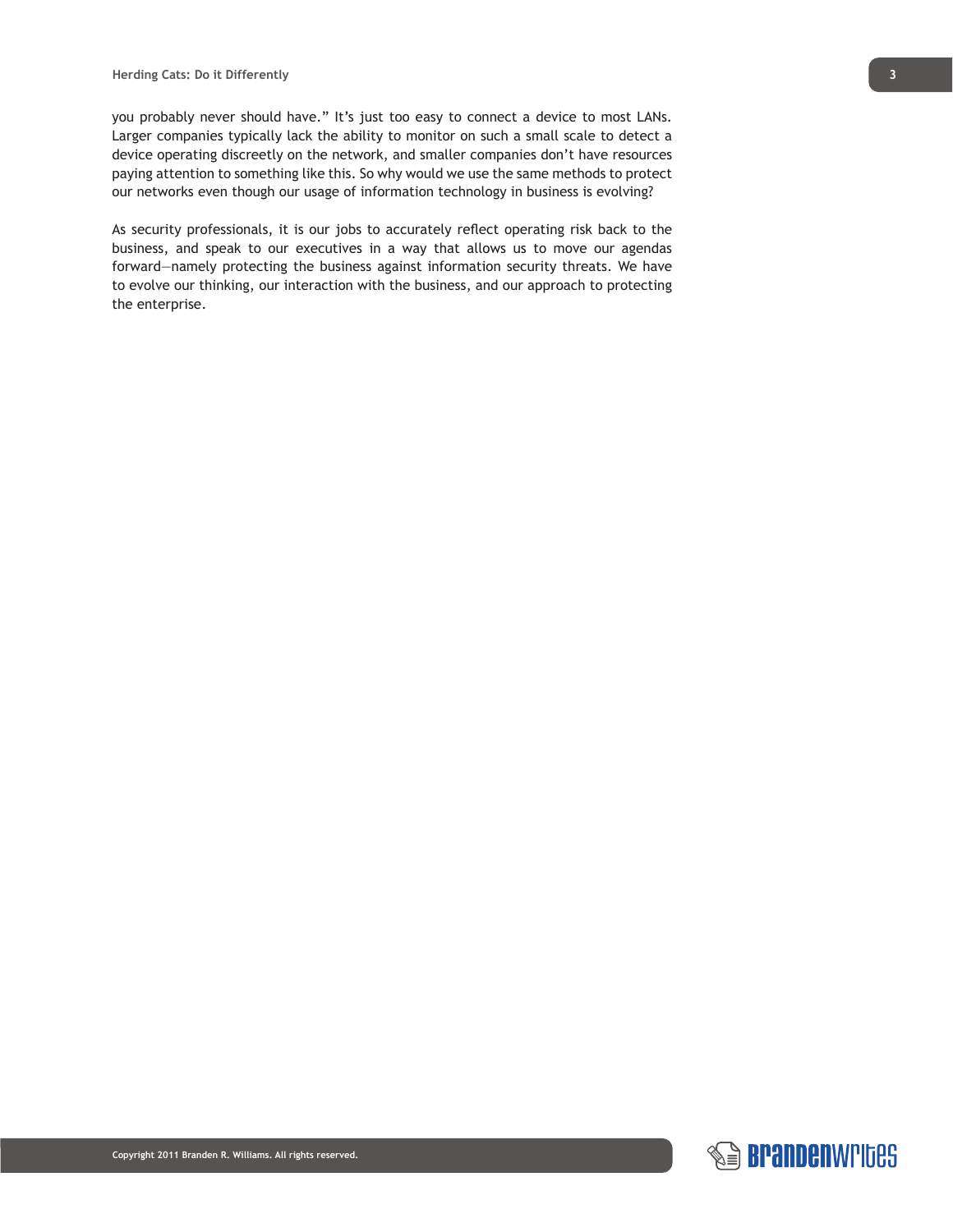you probably never should have." It's just too easy to connect a device to most LANs. Larger companies typically lack the ability to monitor on such a small scale to detect a device operating discreetly on the network, and smaller companies don't have resources paying attention to something like this. So why would we use the same methods to protect our networks even though our usage of information technology in business is evolving?

As security professionals, it is our jobs to accurately reflect operating risk back to the business, and speak to our executives in a way that allows us to move our agendas forward—namely protecting the business against information security threats. We have to evolve our thinking, our interaction with the business, and our approach to protecting the enterprise.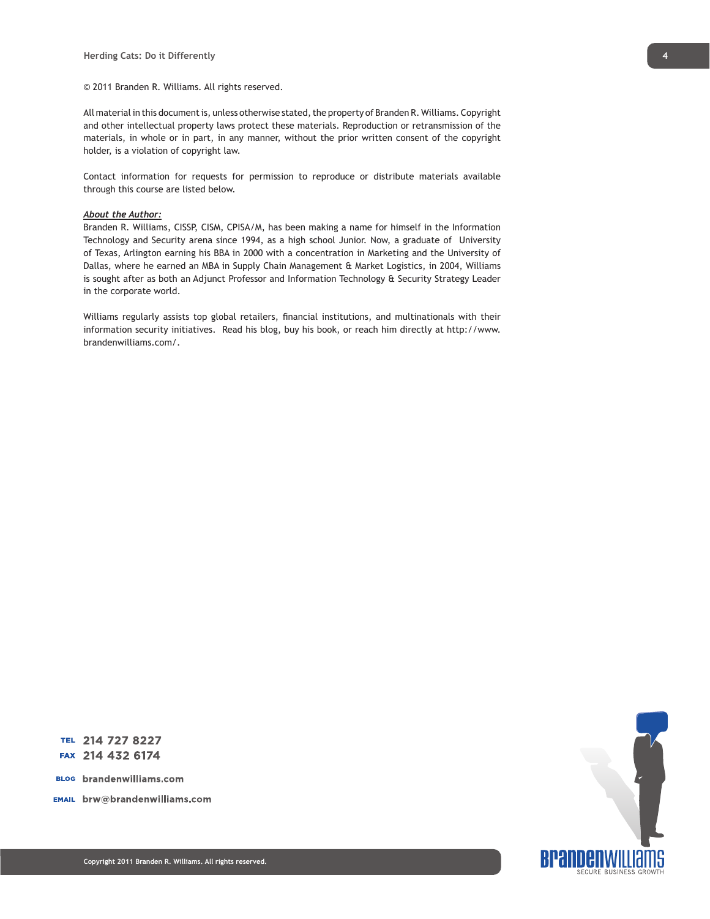© 2011 Branden R. Williams. All rights reserved.

All material in this document is, unless otherwise stated, the property of Branden R. Williams. Copyright and other intellectual property laws protect these materials. Reproduction or retransmission of the materials, in whole or in part, in any manner, without the prior written consent of the copyright holder, is a violation of copyright law.

Contact information for requests for permission to reproduce or distribute materials available through this course are listed below.

***About the Author:***
Branden R. Williams, CISSP, CISM, CPISA/M, has been making a name for himself in the Information Technology and Security arena since 1994, as a high school Junior. Now, a graduate of University of Texas, Arlington earning his BBA in 2000 with a concentration in Marketing and the University of Dallas, where he earned an MBA in Supply Chain Management & Market Logistics, in 2004, Williams is sought after as both an Adjunct Professor and Information Technology & Security Strategy Leader in the corporate world.

Williams regularly assists top global retailers, financial institutions, and multinationals with their information security initiatives. Read his blog, buy his book, or reach him directly at http://www.brandenwilliams.com/.

**TEL** 214 727 8227
**FAX** 214 432 6174

**BLOG** brandenwilliams.com

**EMAIL** brw@brandenwilliams.com

BrandenWilliams
SECURE BUSINESS GROWTH